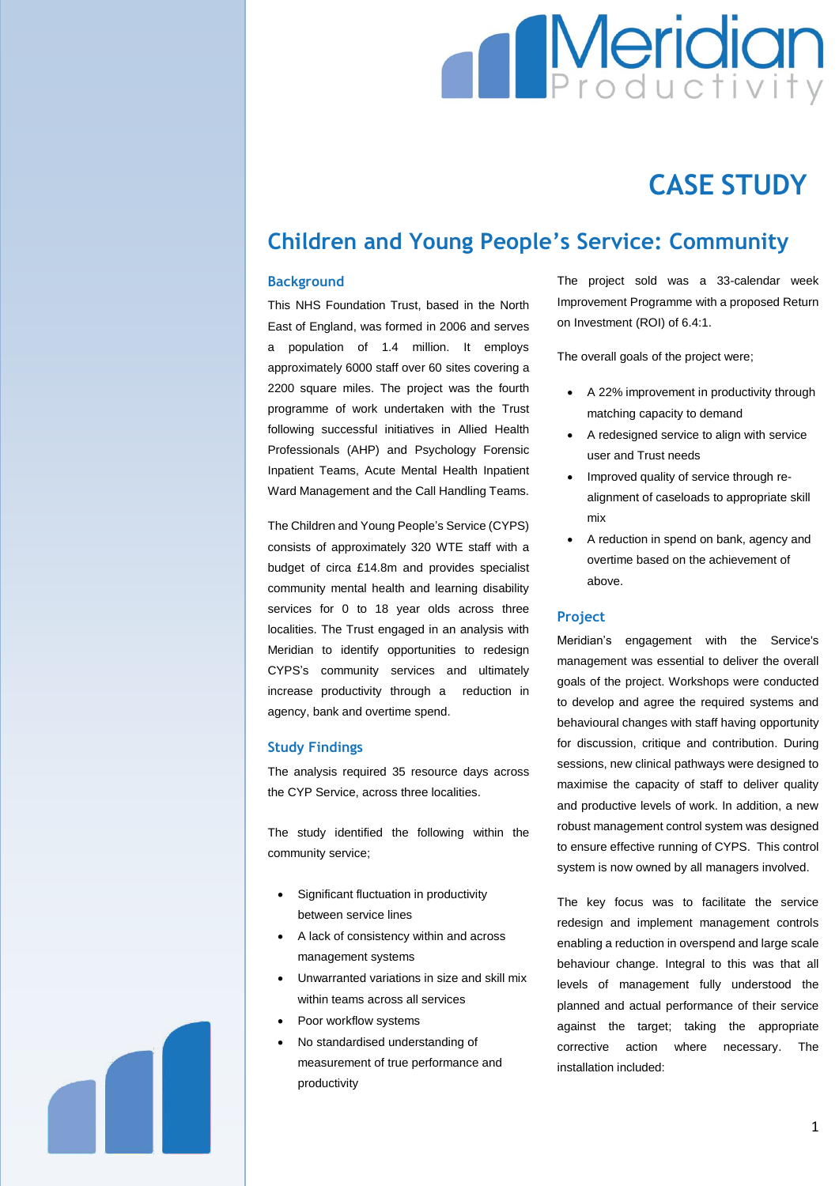# CASE STUDY

## Children and Young People's Service: Community

### Background

This NHS Foundation Trust, based in the North East of England, was formed in 2006 and serves a population of 1.4 million. It employs approximately 6000 staff over 60 sites covering a 2200 square miles. The project was the fourth programme of work undertaken with the Trust following successful initiatives in Allied Health Professionals (AHP) and Psychology Forensic Inpatient Teams, Acute Mental Health Inpatient Ward Management and the Call Handling Teams.

The Children and Young People's Service (CYPS) consists of approximately 320 WTE staff with a budget of circa £14.8m and provides specialist community mental health and learning disability services for 0 to 18 year olds across three localities. The Trust engaged in an analysis with Meridian to identify opportunities to redesign CYPS's community services and ultimately increase productivity through a reduction in agency, bank and overtime spend.

### Study Findings

The analysis required 35 resource days across the CYP Service, across three localities.

The study identified the following within the community service;

- Significant fluctuation in productivity between service lines
- A lack of consistency within and across management systems
- Unwarranted variations in size and skill mix within teams across all services
- Poor workflow systems
- No standardised understanding of measurement of true performance and productivity

The project sold was a 33-calendar week Improvement Programme with a proposed Return on Investment (ROI) of 6.4:1.

The overall goals of the project were;

- A 22% improvement in productivity through matching capacity to demand
- A redesigned service to align with service user and Trust needs
- Improved quality of service through re-alignment of caseloads to appropriate skill mix
- A reduction in spend on bank, agency and overtime based on the achievement of above.

### Project

Meridian's engagement with the Service's management was essential to deliver the overall goals of the project. Workshops were conducted to develop and agree the required systems and behavioural changes with staff having opportunity for discussion, critique and contribution. During sessions, new clinical pathways were designed to maximise the capacity of staff to deliver quality and productive levels of work. In addition, a new robust management control system was designed to ensure effective running of CYPS. This control system is now owned by all managers involved.

The key focus was to facilitate the service redesign and implement management controls enabling a reduction in overspend and large scale behaviour change. Integral to this was that all levels of management fully understood the planned and actual performance of their service against the target; taking the appropriate corrective action where necessary. The installation included: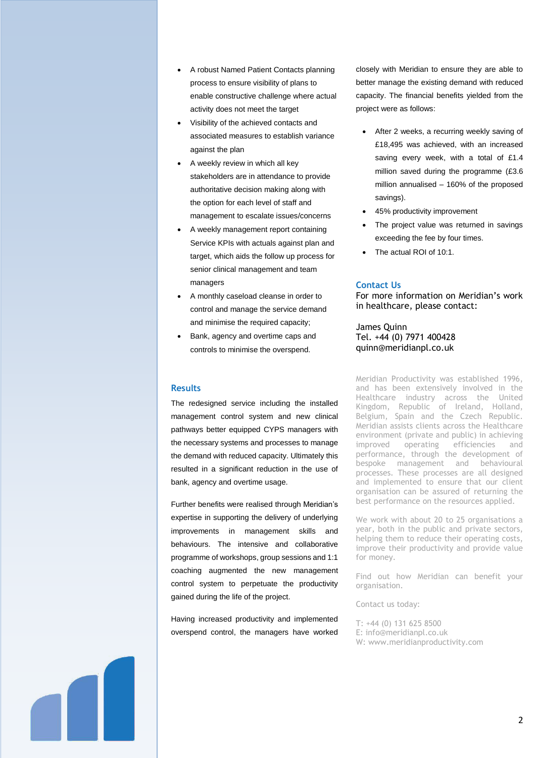- A robust Named Patient Contacts planning process to ensure visibility of plans to enable constructive challenge where actual activity does not meet the target
- Visibility of the achieved contacts and associated measures to establish variance against the plan
- A weekly review in which all key stakeholders are in attendance to provide authoritative decision making along with the option for each level of staff and management to escalate issues/concerns
- A weekly management report containing Service KPIs with actuals against plan and target, which aids the follow up process for senior clinical management and team managers
- A monthly caseload cleanse in order to control and manage the service demand and minimise the required capacity;
- Bank, agency and overtime caps and controls to minimise the overspend.

## Results

The redesigned service including the installed management control system and new clinical pathways better equipped CYPS managers with the necessary systems and processes to manage the demand with reduced capacity. Ultimately this resulted in a significant reduction in the use of bank, agency and overtime usage.

Further benefits were realised through Meridian's expertise in supporting the delivery of underlying improvements in management skills and behaviours. The intensive and collaborative programme of workshops, group sessions and 1:1 coaching augmented the new management control system to perpetuate the productivity gained during the life of the project.

Having increased productivity and implemented overspend control, the managers have worked closely with Meridian to ensure they are able to better manage the existing demand with reduced capacity. The financial benefits yielded from the project were as follows:

- After 2 weeks, a recurring weekly saving of £18,495 was achieved, with an increased saving every week, with a total of £1.4 million saved during the programme (£3.6 million annualised – 160% of the proposed savings).
- 45% productivity improvement
- The project value was returned in savings exceeding the fee by four times.
- The actual ROI of 10:1.

## Contact Us

For more information on Meridian's work in healthcare, please contact:

James Quinn
Tel. +44 (0) 7971 400428
quinn@meridianpl.co.uk

Meridian Productivity was established 1996, and has been extensively involved in the Healthcare industry across the United Kingdom, Republic of Ireland, Holland, Belgium, Spain and the Czech Republic. Meridian assists clients across the Healthcare environment (private and public) in achieving improved operating efficiencies and performance, through the development of bespoke management and behavioural processes. These processes are all designed and implemented to ensure that our client organisation can be assured of returning the best performance on the resources applied.

We work with about 20 to 25 organisations a year, both in the public and private sectors, helping them to reduce their operating costs, improve their productivity and provide value for money.

Find out how Meridian can benefit your organisation.

Contact us today:

T: +44 (0) 131 625 8500
E: info@meridianpl.co.uk
W: www.meridianproductivity.com